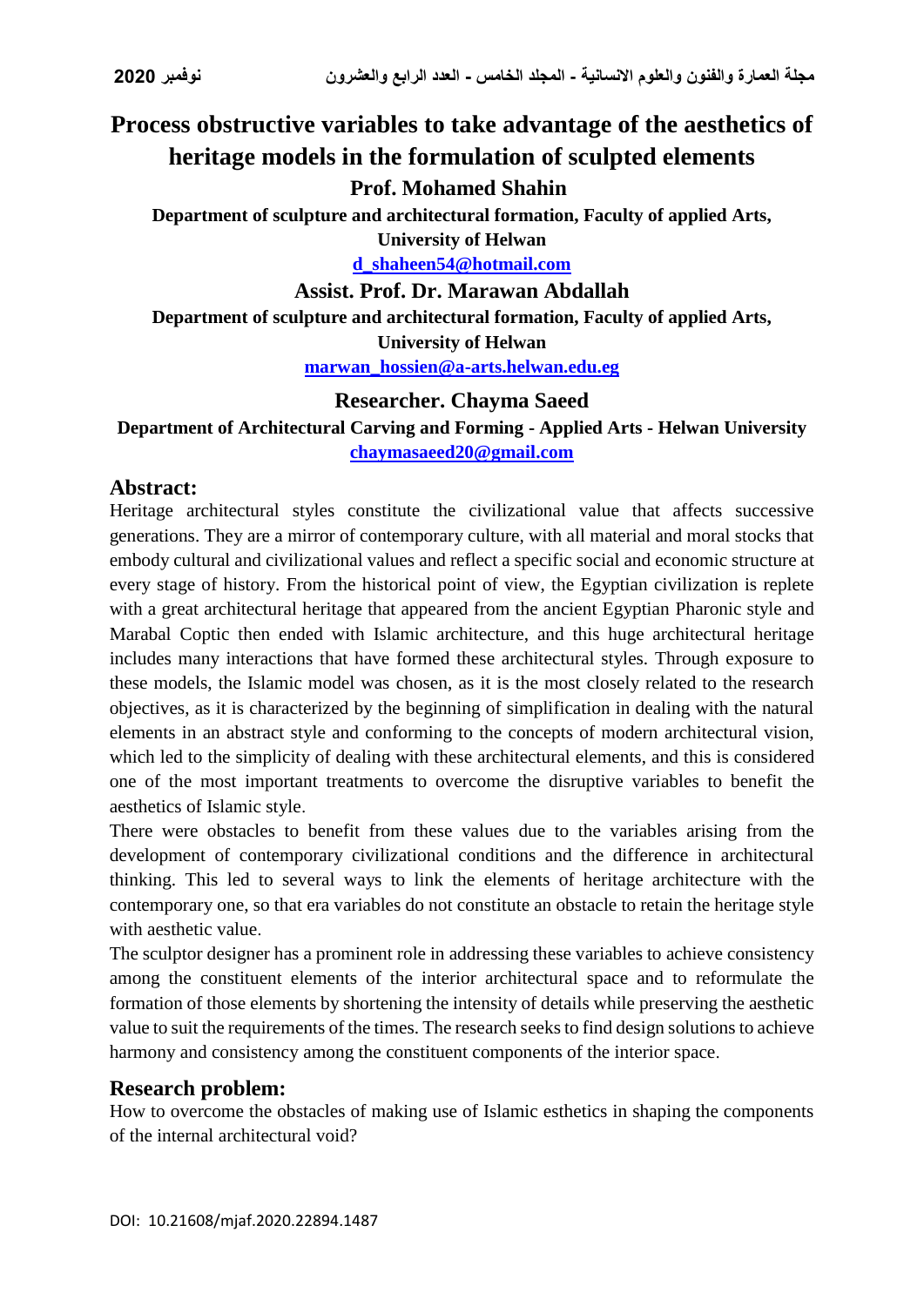# Process obstructive variables to take advantage of the aesthetics of heritage models in the formulation of sculpted elements

**Prof. Mohamed Shahin**

**Department of sculpture and architectural formation, Faculty of applied Arts, University of Helwan**

**d_shaheen54@hotmail.com**

**Assist. Prof. Dr. Marawan Abdallah**

**Department of sculpture and architectural formation, Faculty of applied Arts, University of Helwan**

**marwan_hossien@a-arts.helwan.edu.eg**

**Researcher. Chayma Saeed**

**Department of Architectural Carving and Forming - Applied Arts - Helwan University**

**chaymasaeed20@gmail.com**

## Abstract:

Heritage architectural styles constitute the civilizational value that affects successive generations. They are a mirror of contemporary culture, with all material and moral stocks that embody cultural and civilizational values and reflect a specific social and economic structure at every stage of history. From the historical point of view, the Egyptian civilization is replete with a great architectural heritage that appeared from the ancient Egyptian Pharonic style and Marabal Coptic then ended with Islamic architecture, and this huge architectural heritage includes many interactions that have formed these architectural styles. Through exposure to these models, the Islamic model was chosen, as it is the most closely related to the research objectives, as it is characterized by the beginning of simplification in dealing with the natural elements in an abstract style and conforming to the concepts of modern architectural vision, which led to the simplicity of dealing with these architectural elements, and this is considered one of the most important treatments to overcome the disruptive variables to benefit the aesthetics of Islamic style.

There were obstacles to benefit from these values due to the variables arising from the development of contemporary civilizational conditions and the difference in architectural thinking. This led to several ways to link the elements of heritage architecture with the contemporary one, so that era variables do not constitute an obstacle to retain the heritage style with aesthetic value.

The sculptor designer has a prominent role in addressing these variables to achieve consistency among the constituent elements of the interior architectural space and to reformulate the formation of those elements by shortening the intensity of details while preserving the aesthetic value to suit the requirements of the times. The research seeks to find design solutions to achieve harmony and consistency among the constituent components of the interior space.

## Research problem:

How to overcome the obstacles of making use of Islamic esthetics in shaping the components of the internal architectural void?

DOI: 10.21608/mjaf.2020.22894.1487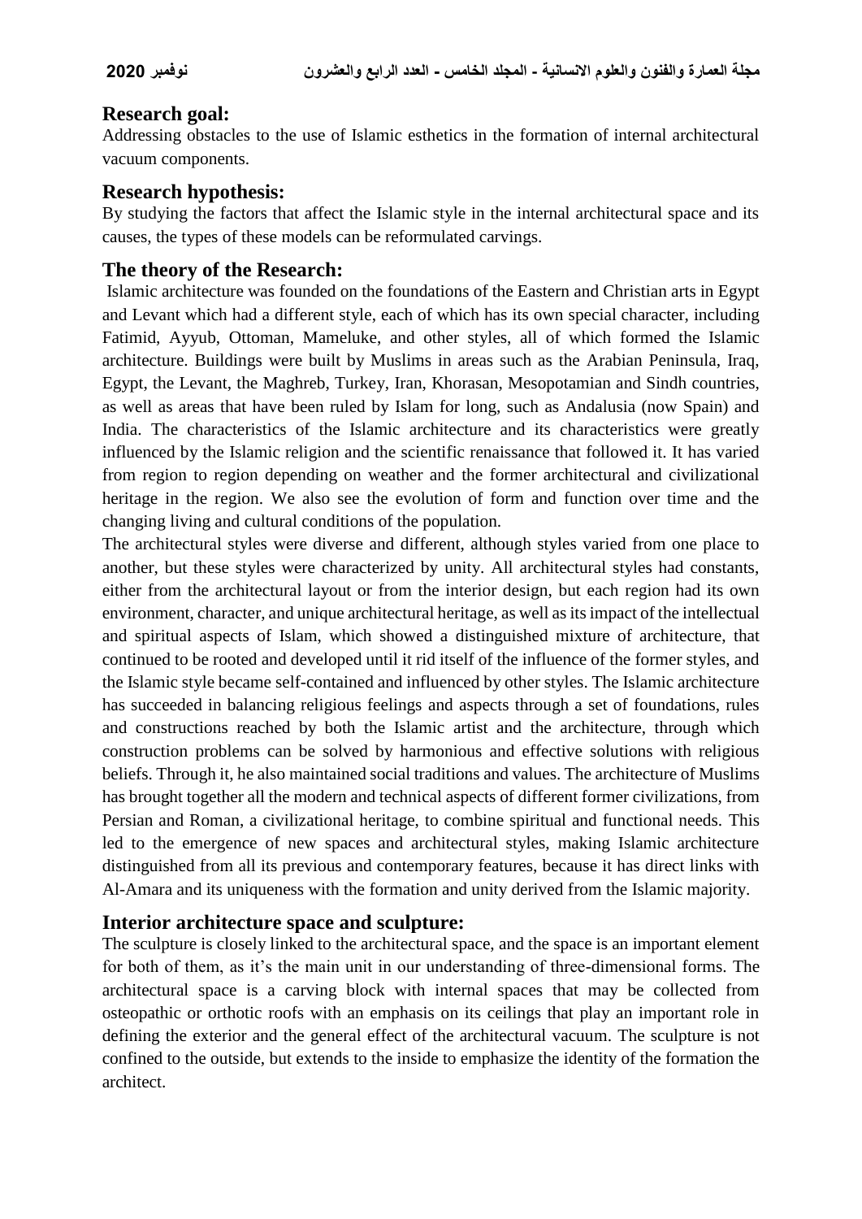## Research goal:

Addressing obstacles to the use of Islamic esthetics in the formation of internal architectural vacuum components.

## Research hypothesis:

By studying the factors that affect the Islamic style in the internal architectural space and its causes, the types of these models can be reformulated carvings.

## The theory of the Research:

Islamic architecture was founded on the foundations of the Eastern and Christian arts in Egypt and Levant which had a different style, each of which has its own special character, including Fatimid, Ayyub, Ottoman, Mameluke, and other styles, all of which formed the Islamic architecture. Buildings were built by Muslims in areas such as the Arabian Peninsula, Iraq, Egypt, the Levant, the Maghreb, Turkey, Iran, Khorasan, Mesopotamian and Sindh countries, as well as areas that have been ruled by Islam for long, such as Andalusia (now Spain) and India. The characteristics of the Islamic architecture and its characteristics were greatly influenced by the Islamic religion and the scientific renaissance that followed it. It has varied from region to region depending on weather and the former architectural and civilizational heritage in the region. We also see the evolution of form and function over time and the changing living and cultural conditions of the population.

The architectural styles were diverse and different, although styles varied from one place to another, but these styles were characterized by unity. All architectural styles had constants, either from the architectural layout or from the interior design, but each region had its own environment, character, and unique architectural heritage, as well as its impact of the intellectual and spiritual aspects of Islam, which showed a distinguished mixture of architecture, that continued to be rooted and developed until it rid itself of the influence of the former styles, and the Islamic style became self-contained and influenced by other styles. The Islamic architecture has succeeded in balancing religious feelings and aspects through a set of foundations, rules and constructions reached by both the Islamic artist and the architecture, through which construction problems can be solved by harmonious and effective solutions with religious beliefs. Through it, he also maintained social traditions and values. The architecture of Muslims has brought together all the modern and technical aspects of different former civilizations, from Persian and Roman, a civilizational heritage, to combine spiritual and functional needs. This led to the emergence of new spaces and architectural styles, making Islamic architecture distinguished from all its previous and contemporary features, because it has direct links with Al-Amara and its uniqueness with the formation and unity derived from the Islamic majority.

## Interior architecture space and sculpture:

The sculpture is closely linked to the architectural space, and the space is an important element for both of them, as it's the main unit in our understanding of three-dimensional forms. The architectural space is a carving block with internal spaces that may be collected from osteopathic or orthotic roofs with an emphasis on its ceilings that play an important role in defining the exterior and the general effect of the architectural vacuum. The sculpture is not confined to the outside, but extends to the inside to emphasize the identity of the formation the architect.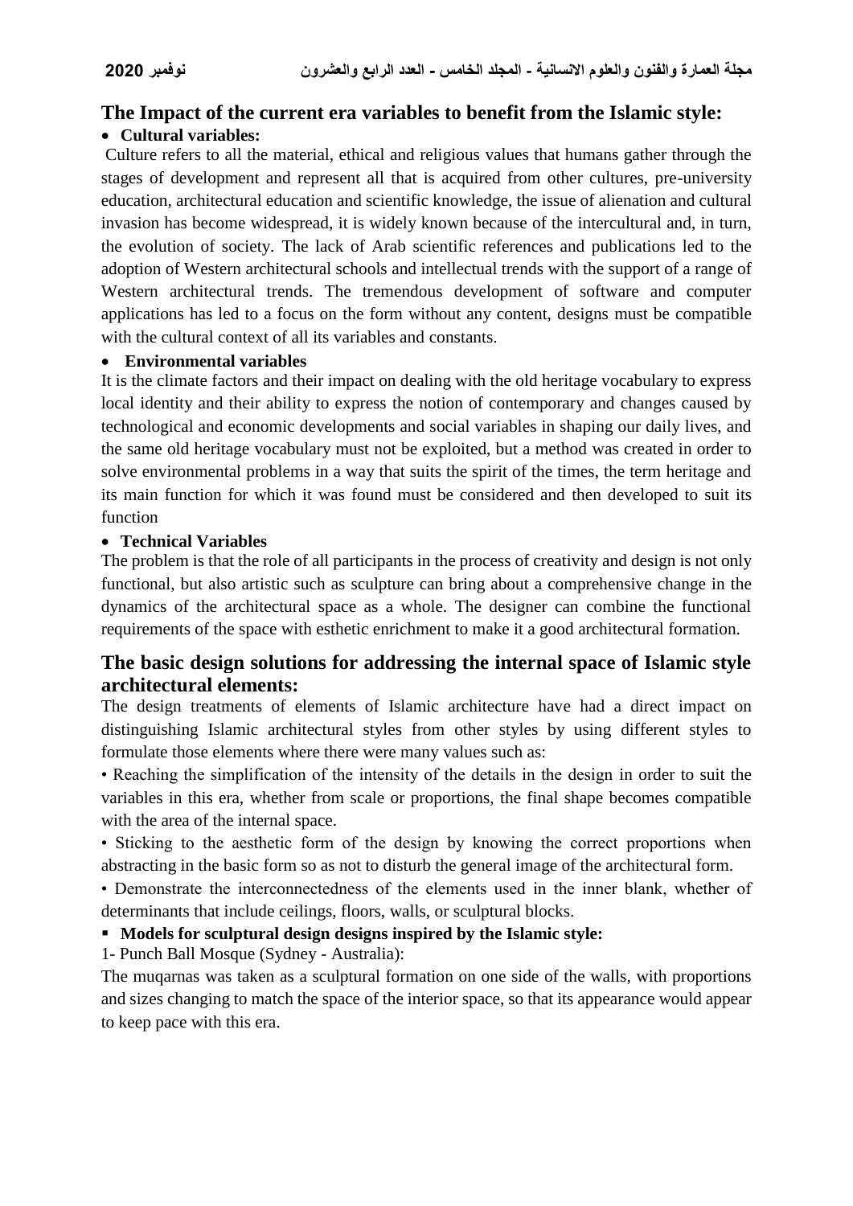## The Impact of the current era variables to benefit from the Islamic style:

- **Cultural variables:**

Culture refers to all the material, ethical and religious values that humans gather through the stages of development and represent all that is acquired from other cultures, pre-university education, architectural education and scientific knowledge, the issue of alienation and cultural invasion has become widespread, it is widely known because of the intercultural and, in turn, the evolution of society. The lack of Arab scientific references and publications led to the adoption of Western architectural schools and intellectual trends with the support of a range of Western architectural trends. The tremendous development of software and computer applications has led to a focus on the form without any content, designs must be compatible with the cultural context of all its variables and constants.

- **Environmental variables**

It is the climate factors and their impact on dealing with the old heritage vocabulary to express local identity and their ability to express the notion of contemporary and changes caused by technological and economic developments and social variables in shaping our daily lives, and the same old heritage vocabulary must not be exploited, but a method was created in order to solve environmental problems in a way that suits the spirit of the times, the term heritage and its main function for which it was found must be considered and then developed to suit its function

- **Technical Variables**

The problem is that the role of all participants in the process of creativity and design is not only functional, but also artistic such as sculpture can bring about a comprehensive change in the dynamics of the architectural space as a whole. The designer can combine the functional requirements of the space with esthetic enrichment to make it a good architectural formation.

## The basic design solutions for addressing the internal space of Islamic style architectural elements:

The design treatments of elements of Islamic architecture have had a direct impact on distinguishing Islamic architectural styles from other styles by using different styles to formulate those elements where there were many values such as:

- Reaching the simplification of the intensity of the details in the design in order to suit the variables in this era, whether from scale or proportions, the final shape becomes compatible with the area of the internal space.
- Sticking to the aesthetic form of the design by knowing the correct proportions when abstracting in the basic form so as not to disturb the general image of the architectural form.
- Demonstrate the interconnectedness of the elements used in the inner blank, whether of determinants that include ceilings, floors, walls, or sculptural blocks.

- **Models for sculptural design designs inspired by the Islamic style:**

1- Punch Ball Mosque (Sydney - Australia):

The muqarnas was taken as a sculptural formation on one side of the walls, with proportions and sizes changing to match the space of the interior space, so that its appearance would appear to keep pace with this era.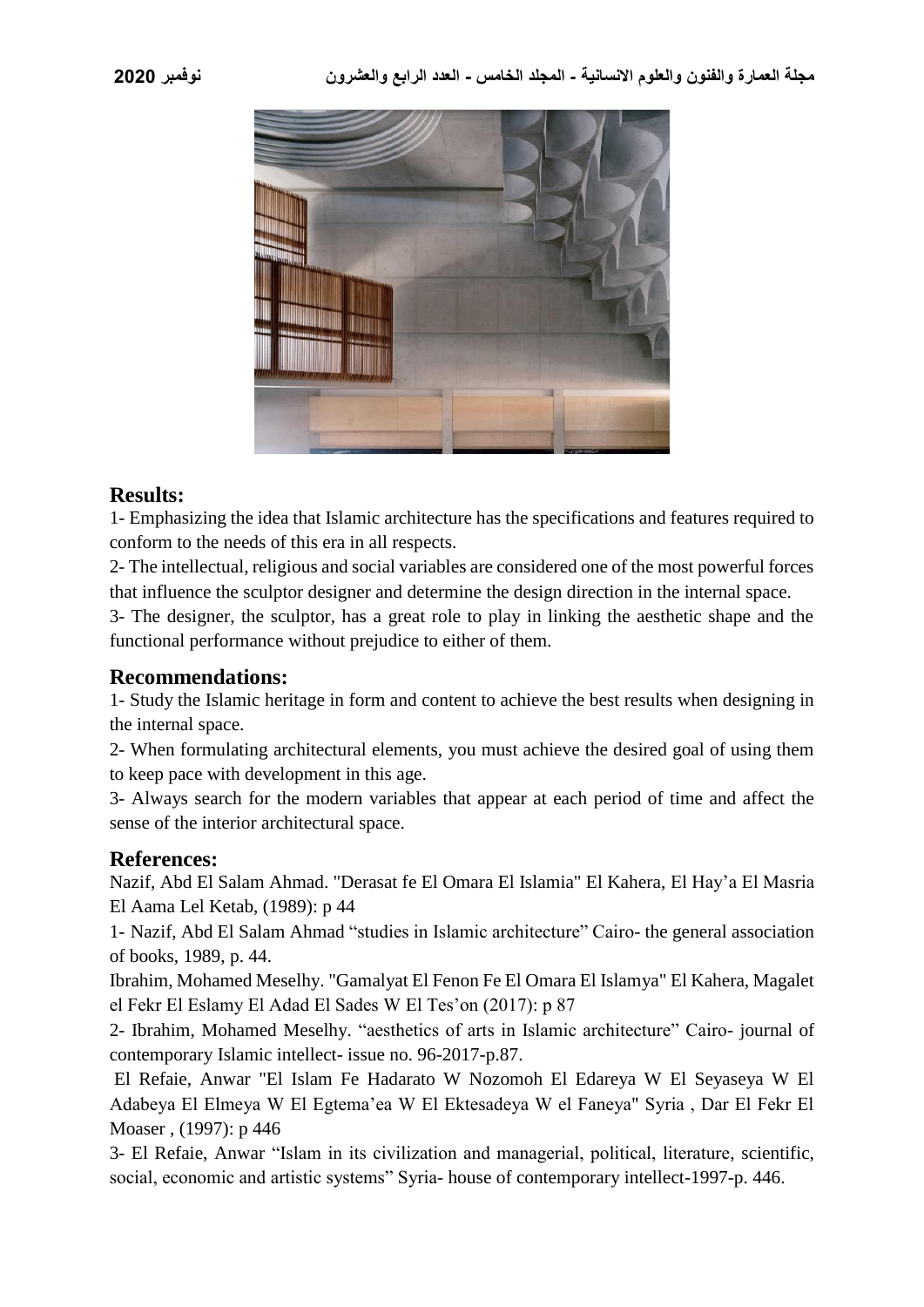## Results:

1- Emphasizing the idea that Islamic architecture has the specifications and features required to conform to the needs of this era in all respects.

2- The intellectual, religious and social variables are considered one of the most powerful forces that influence the sculptor designer and determine the design direction in the internal space.

3- The designer, the sculptor, has a great role to play in linking the aesthetic shape and the functional performance without prejudice to either of them.

## Recommendations:

1- Study the Islamic heritage in form and content to achieve the best results when designing in the internal space.

2- When formulating architectural elements, you must achieve the desired goal of using them to keep pace with development in this age.

3- Always search for the modern variables that appear at each period of time and affect the sense of the interior architectural space.

## References:

Nazif, Abd El Salam Ahmad. "Derasat fe El Omara El Islamia" El Kahera, El Hay'a El Masria El Aama Lel Ketab, (1989): p 44

1- Nazif, Abd El Salam Ahmad "studies in Islamic architecture" Cairo- the general association of books, 1989, p. 44.

Ibrahim, Mohamed Meselhy. "Gamalyat El Fenon Fe El Omara El Islamya" El Kahera, Magalet el Fekr El Eslamy El Adad El Sades W El Tes'on (2017): p 87

2- Ibrahim, Mohamed Meselhy. "aesthetics of arts in Islamic architecture" Cairo- journal of contemporary Islamic intellect- issue no. 96-2017-p.87.

El Refaie, Anwar "El Islam Fe Hadarato W Nozomoh El Edareya W El Seyaseya W El Adabeya El Elmeya W El Egtema'ea W El Ektesadeya W el Faneya" Syria , Dar El Fekr El Moaser , (1997): p 446

3- El Refaie, Anwar "Islam in its civilization and managerial, political, literature, scientific, social, economic and artistic systems" Syria- house of contemporary intellect-1997-p. 446.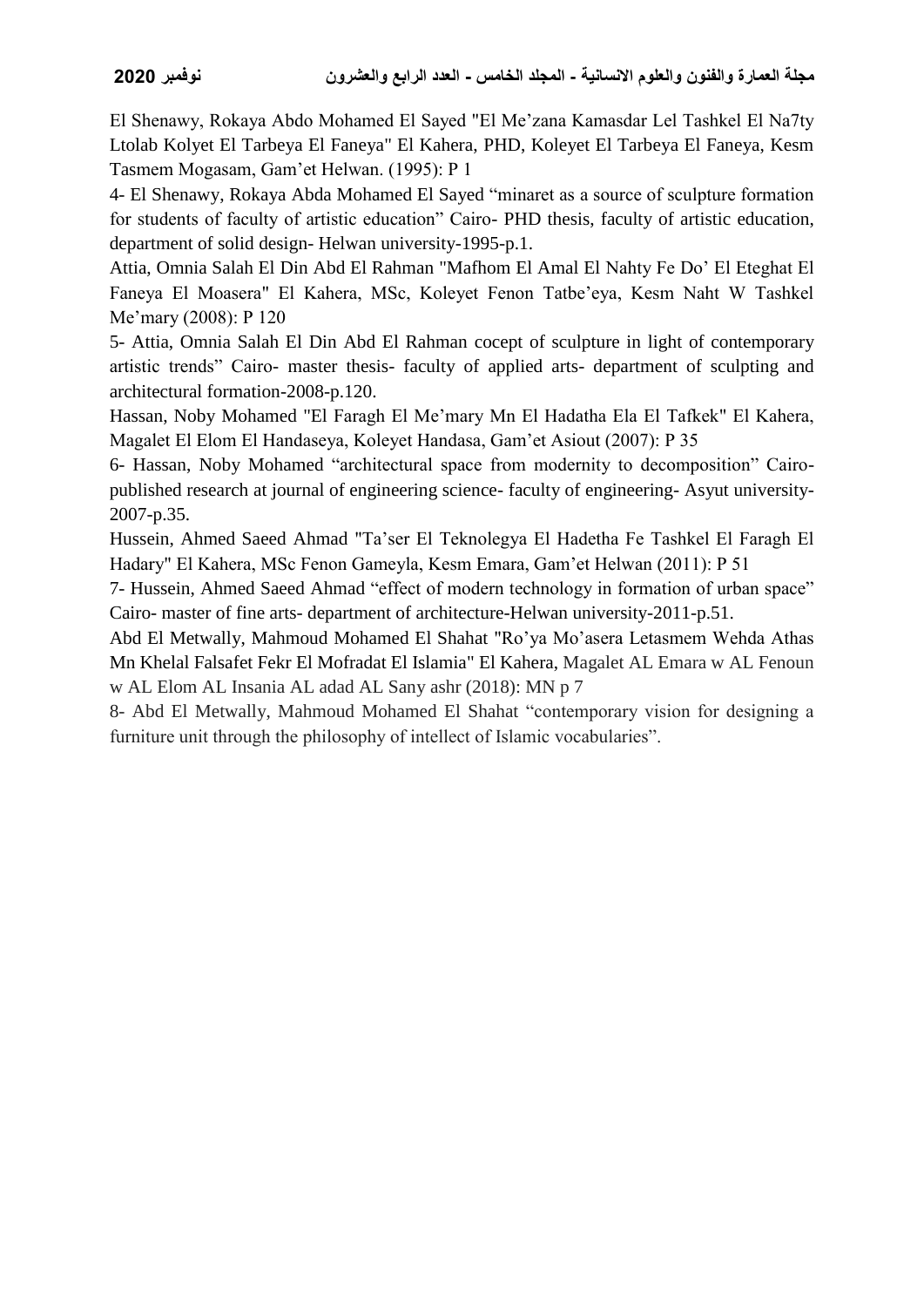El Shenawy, Rokaya Abdo Mohamed El Sayed "El Me'zana Kamasdar Lel Tashkel El Na7ty Ltolab Kolyet El Tarbeya El Faneya" El Kahera, PHD, Koleyet El Tarbeya El Faneya, Kesm Tasmem Mogasam, Gam'et Helwan. (1995): P 1

4- El Shenawy, Rokaya Abda Mohamed El Sayed "minaret as a source of sculpture formation for students of faculty of artistic education" Cairo- PHD thesis, faculty of artistic education, department of solid design- Helwan university-1995-p.1.

Attia, Omnia Salah El Din Abd El Rahman "Mafhom El Amal El Nahty Fe Do' El Eteghat El Faneya El Moasera" El Kahera, MSc, Koleyet Fenon Tatbe'eya, Kesm Naht W Tashkel Me'mary (2008): P 120

5- Attia, Omnia Salah El Din Abd El Rahman cocept of sculpture in light of contemporary artistic trends" Cairo- master thesis- faculty of applied arts- department of sculpting and architectural formation-2008-p.120.

Hassan, Noby Mohamed "El Faragh El Me'mary Mn El Hadatha Ela El Tafkek" El Kahera, Magalet El Elom El Handaseya, Koleyet Handasa, Gam'et Asiout (2007): P 35

6- Hassan, Noby Mohamed "architectural space from modernity to decomposition" Cairo- published research at journal of engineering science- faculty of engineering- Asyut university-2007-p.35.

Hussein, Ahmed Saeed Ahmad "Ta'ser El Teknolegya El Hadetha Fe Tashkel El Faragh El Hadary" El Kahera, MSc Fenon Gameyla, Kesm Emara, Gam'et Helwan (2011): P 51

7- Hussein, Ahmed Saeed Ahmad "effect of modern technology in formation of urban space" Cairo- master of fine arts- department of architecture-Helwan university-2011-p.51.

Abd El Metwally, Mahmoud Mohamed El Shahat "Ro'ya Mo'asera Letasmem Wehda Athas Mn Khelal Falsafet Fekr El Mofradat El Islamia" El Kahera, Magalet AL Emara w AL Fenoun w AL Elom AL Insania AL adad AL Sany ashr (2018): MN p 7

8- Abd El Metwally, Mahmoud Mohamed El Shahat "contemporary vision for designing a furniture unit through the philosophy of intellect of Islamic vocabularies".